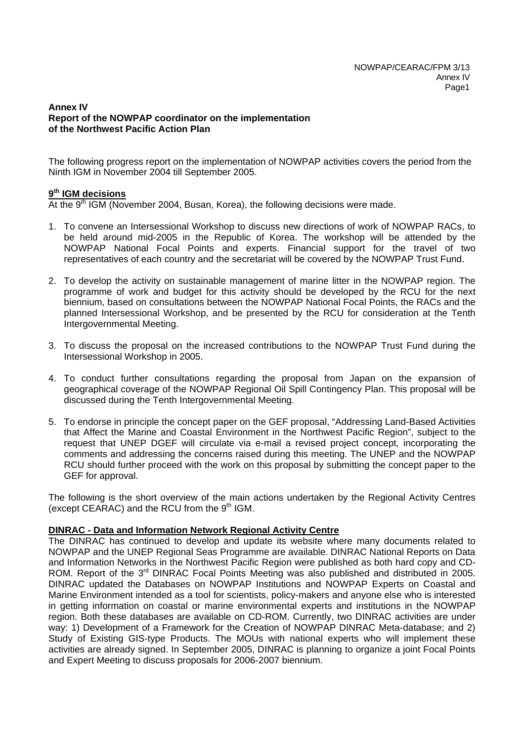**Annex IV**
**Report of the NOWPAP coordinator on the implementation of the Northwest Pacific Action Plan**

The following progress report on the implementation of NOWPAP activities covers the period from the Ninth IGM in November 2004 till September 2005.

## 9th IGM decisions

At the 9th IGM (November 2004, Busan, Korea), the following decisions were made.

1. To convene an Intersessional Workshop to discuss new directions of work of NOWPAP RACs, to be held around mid-2005 in the Republic of Korea. The workshop will be attended by the NOWPAP National Focal Points and experts. Financial support for the travel of two representatives of each country and the secretariat will be covered by the NOWPAP Trust Fund.
2. To develop the activity on sustainable management of marine litter in the NOWPAP region. The programme of work and budget for this activity should be developed by the RCU for the next biennium, based on consultations between the NOWPAP National Focal Points, the RACs and the planned Intersessional Workshop, and be presented by the RCU for consideration at the Tenth Intergovernmental Meeting.
3. To discuss the proposal on the increased contributions to the NOWPAP Trust Fund during the Intersessional Workshop in 2005.
4. To conduct further consultations regarding the proposal from Japan on the expansion of geographical coverage of the NOWPAP Regional Oil Spill Contingency Plan. This proposal will be discussed during the Tenth Intergovernmental Meeting.
5. To endorse in principle the concept paper on the GEF proposal, "Addressing Land-Based Activities that Affect the Marine and Coastal Environment in the Northwest Pacific Region", subject to the request that UNEP DGEF will circulate via e-mail a revised project concept, incorporating the comments and addressing the concerns raised during this meeting. The UNEP and the NOWPAP RCU should further proceed with the work on this proposal by submitting the concept paper to the GEF for approval.

The following is the short overview of the main actions undertaken by the Regional Activity Centres (except CEARAC) and the RCU from the 9th IGM.

## DINRAC - Data and Information Network Regional Activity Centre

The DINRAC has continued to develop and update its website where many documents related to NOWPAP and the UNEP Regional Seas Programme are available. DINRAC National Reports on Data and Information Networks in the Northwest Pacific Region were published as both hard copy and CD-ROM. Report of the 3rd DINRAC Focal Points Meeting was also published and distributed in 2005. DINRAC updated the Databases on NOWPAP Institutions and NOWPAP Experts on Coastal and Marine Environment intended as a tool for scientists, policy-makers and anyone else who is interested in getting information on coastal or marine environmental experts and institutions in the NOWPAP region. Both these databases are available on CD-ROM. Currently, two DINRAC activities are under way: 1) Development of a Framework for the Creation of NOWPAP DINRAC Meta-database; and 2) Study of Existing GIS-type Products. The MOUs with national experts who will implement these activities are already signed. In September 2005, DINRAC is planning to organize a joint Focal Points and Expert Meeting to discuss proposals for 2006-2007 biennium.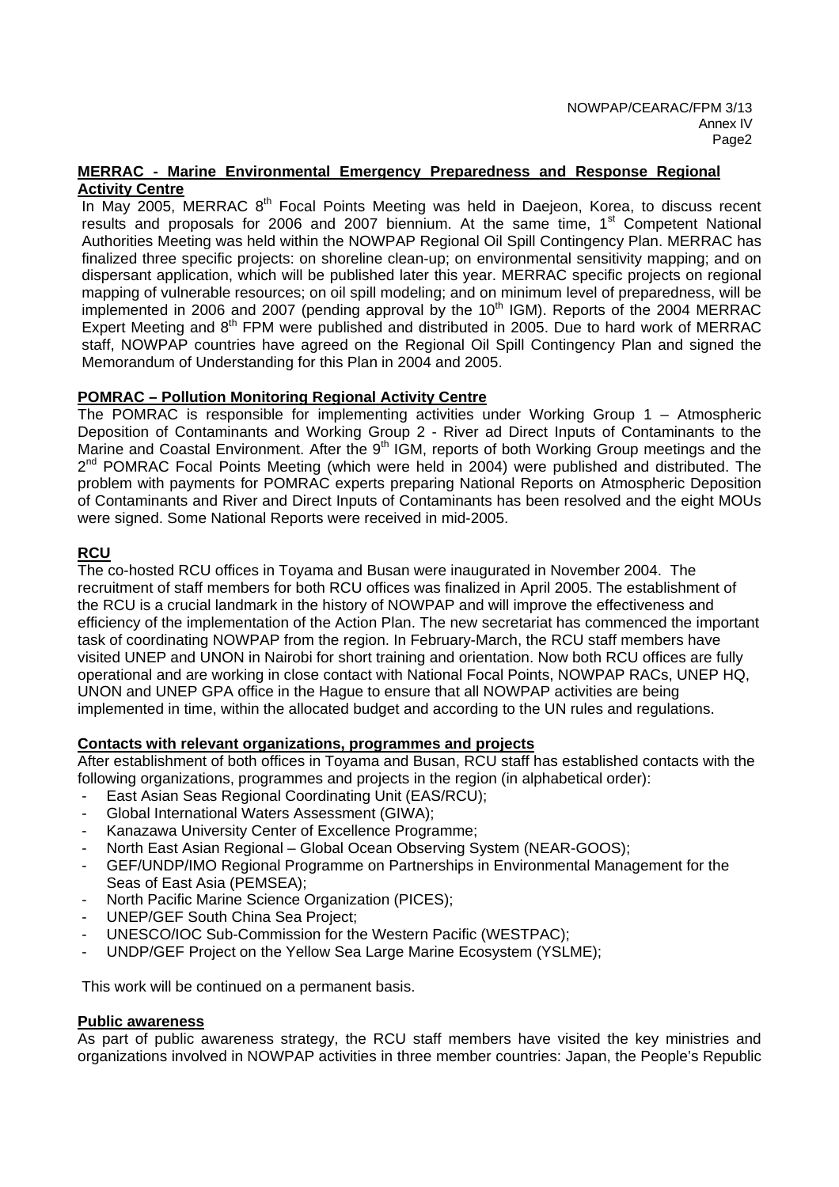**MERRAC - Marine Environmental Emergency Preparedness and Response Regional Activity Centre**

In May 2005, MERRAC 8th Focal Points Meeting was held in Daejeon, Korea, to discuss recent results and proposals for 2006 and 2007 biennium. At the same time, 1st Competent National Authorities Meeting was held within the NOWPAP Regional Oil Spill Contingency Plan. MERRAC has finalized three specific projects: on shoreline clean-up; on environmental sensitivity mapping; and on dispersant application, which will be published later this year. MERRAC specific projects on regional mapping of vulnerable resources; on oil spill modeling; and on minimum level of preparedness, will be implemented in 2006 and 2007 (pending approval by the 10th IGM). Reports of the 2004 MERRAC Expert Meeting and 8th FPM were published and distributed in 2005. Due to hard work of MERRAC staff, NOWPAP countries have agreed on the Regional Oil Spill Contingency Plan and signed the Memorandum of Understanding for this Plan in 2004 and 2005.

**POMRAC – Pollution Monitoring Regional Activity Centre**

The POMRAC is responsible for implementing activities under Working Group 1 – Atmospheric Deposition of Contaminants and Working Group 2 - River ad Direct Inputs of Contaminants to the Marine and Coastal Environment. After the 9th IGM, reports of both Working Group meetings and the 2nd POMRAC Focal Points Meeting (which were held in 2004) were published and distributed. The problem with payments for POMRAC experts preparing National Reports on Atmospheric Deposition of Contaminants and River and Direct Inputs of Contaminants has been resolved and the eight MOUs were signed. Some National Reports were received in mid-2005.

**RCU**

The co-hosted RCU offices in Toyama and Busan were inaugurated in November 2004. The recruitment of staff members for both RCU offices was finalized in April 2005. The establishment of the RCU is a crucial landmark in the history of NOWPAP and will improve the effectiveness and efficiency of the implementation of the Action Plan. The new secretariat has commenced the important task of coordinating NOWPAP from the region. In February-March, the RCU staff members have visited UNEP and UNON in Nairobi for short training and orientation. Now both RCU offices are fully operational and are working in close contact with National Focal Points, NOWPAP RACs, UNEP HQ, UNON and UNEP GPA office in the Hague to ensure that all NOWPAP activities are being implemented in time, within the allocated budget and according to the UN rules and regulations.

**Contacts with relevant organizations, programmes and projects**

After establishment of both offices in Toyama and Busan, RCU staff has established contacts with the following organizations, programmes and projects in the region (in alphabetical order):

- East Asian Seas Regional Coordinating Unit (EAS/RCU);
- Global International Waters Assessment (GIWA);
- Kanazawa University Center of Excellence Programme;
- North East Asian Regional – Global Ocean Observing System (NEAR-GOOS);
- GEF/UNDP/IMO Regional Programme on Partnerships in Environmental Management for the Seas of East Asia (PEMSEA);
- North Pacific Marine Science Organization (PICES);
- UNEP/GEF South China Sea Project;
- UNESCO/IOC Sub-Commission for the Western Pacific (WESTPAC);
- UNDP/GEF Project on the Yellow Sea Large Marine Ecosystem (YSLME);

This work will be continued on a permanent basis.

**Public awareness**

As part of public awareness strategy, the RCU staff members have visited the key ministries and organizations involved in NOWPAP activities in three member countries: Japan, the People's Republic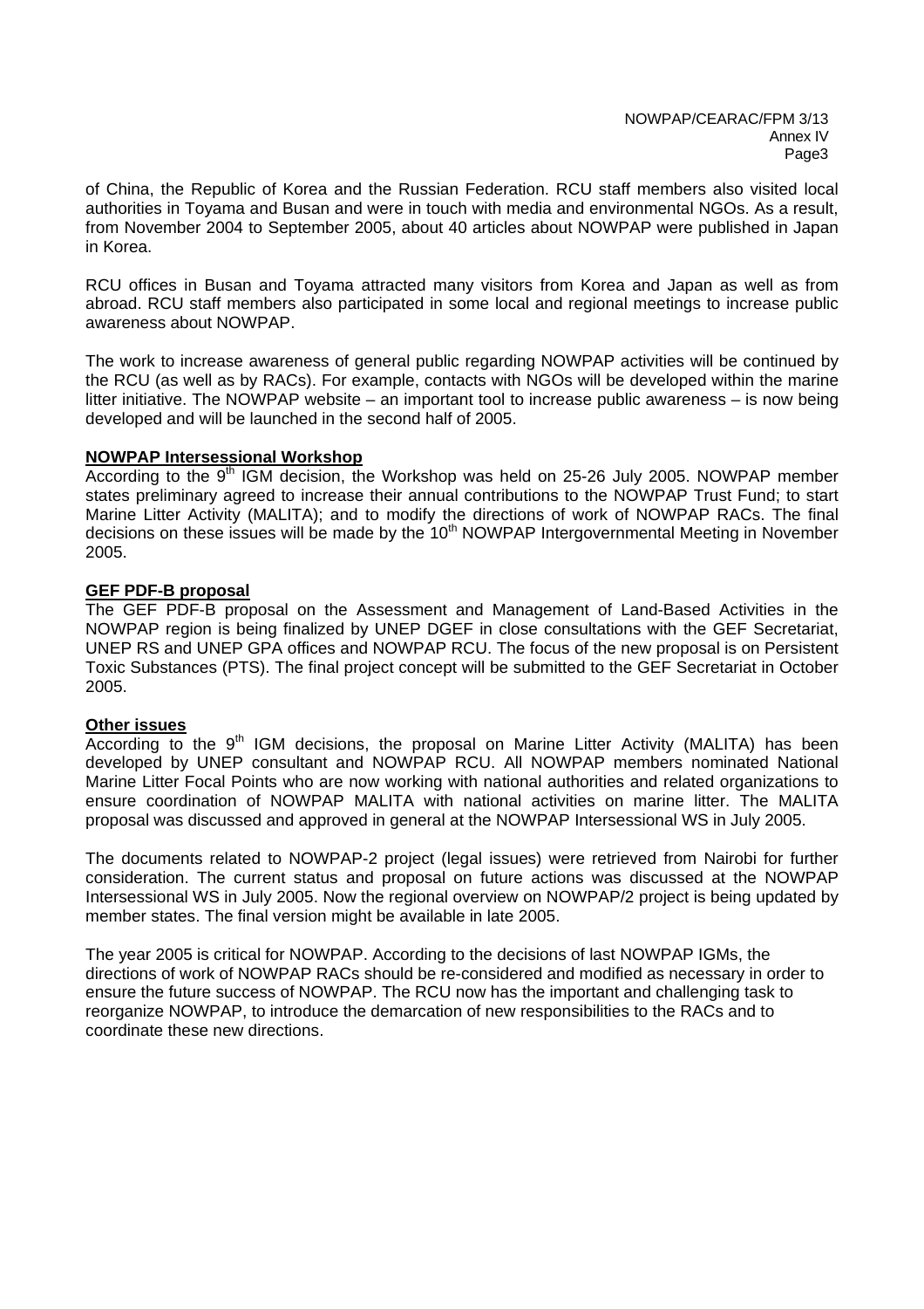of China, the Republic of Korea and the Russian Federation. RCU staff members also visited local authorities in Toyama and Busan and were in touch with media and environmental NGOs. As a result, from November 2004 to September 2005, about 40 articles about NOWPAP were published in Japan in Korea.

RCU offices in Busan and Toyama attracted many visitors from Korea and Japan as well as from abroad. RCU staff members also participated in some local and regional meetings to increase public awareness about NOWPAP.

The work to increase awareness of general public regarding NOWPAP activities will be continued by the RCU (as well as by RACs). For example, contacts with NGOs will be developed within the marine litter initiative. The NOWPAP website – an important tool to increase public awareness – is now being developed and will be launched in the second half of 2005.

**NOWPAP Intersessional Workshop**

According to the 9th IGM decision, the Workshop was held on 25-26 July 2005. NOWPAP member states preliminary agreed to increase their annual contributions to the NOWPAP Trust Fund; to start Marine Litter Activity (MALITA); and to modify the directions of work of NOWPAP RACs. The final decisions on these issues will be made by the 10th NOWPAP Intergovernmental Meeting in November 2005.

**GEF PDF-B proposal**

The GEF PDF-B proposal on the Assessment and Management of Land-Based Activities in the NOWPAP region is being finalized by UNEP DGEF in close consultations with the GEF Secretariat, UNEP RS and UNEP GPA offices and NOWPAP RCU. The focus of the new proposal is on Persistent Toxic Substances (PTS). The final project concept will be submitted to the GEF Secretariat in October 2005.

**Other issues**

According to the 9th IGM decisions, the proposal on Marine Litter Activity (MALITA) has been developed by UNEP consultant and NOWPAP RCU. All NOWPAP members nominated National Marine Litter Focal Points who are now working with national authorities and related organizations to ensure coordination of NOWPAP MALITA with national activities on marine litter. The MALITA proposal was discussed and approved in general at the NOWPAP Intersessional WS in July 2005.

The documents related to NOWPAP-2 project (legal issues) were retrieved from Nairobi for further consideration. The current status and proposal on future actions was discussed at the NOWPAP Intersessional WS in July 2005. Now the regional overview on NOWPAP/2 project is being updated by member states. The final version might be available in late 2005.

The year 2005 is critical for NOWPAP. According to the decisions of last NOWPAP IGMs, the directions of work of NOWPAP RACs should be re-considered and modified as necessary in order to ensure the future success of NOWPAP. The RCU now has the important and challenging task to reorganize NOWPAP, to introduce the demarcation of new responsibilities to the RACs and to coordinate these new directions.